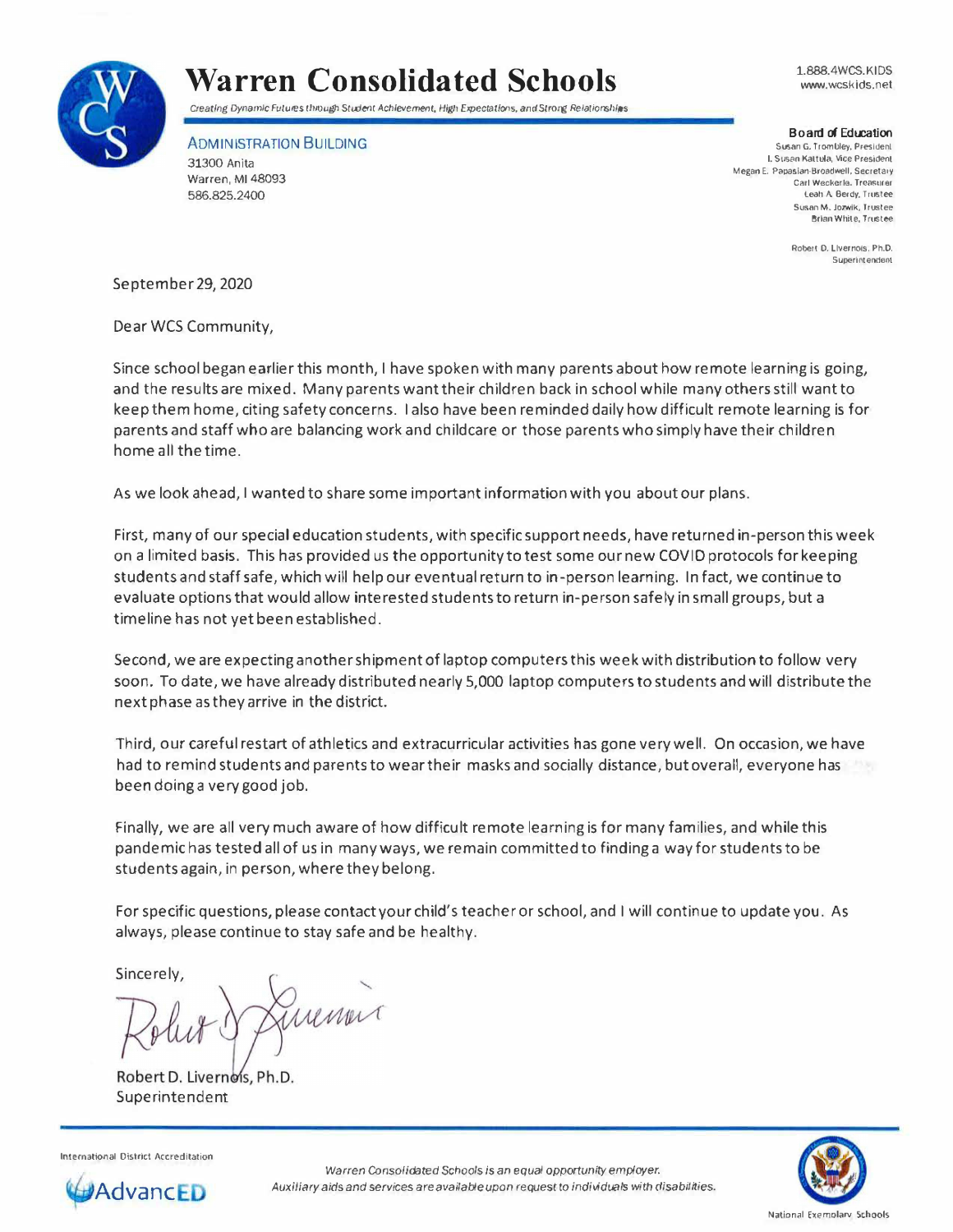# Warren Consolidated Schools

*Creating Dynamic Futures through Student Achievement, High Expectations, and Strong Relationships*

1.888.4WCS.KIDS
www.wcskids.net

ADMINISTRATION BUILDING
31300 Anita
Warren, MI 48093
586.825.2400

**Board of Education**
Susan G. Trombley, President
I. Susan Kattula, Vice President
Megan E. Papasian-Broadwell, Secretary
Carl Weckerle, Treasurer
Leah A. Berdy, Trustee
Susan M. Jozwik, Trustee
Brian White, Trustee

Robert D. Livernois, Ph.D.
Superintendent

September 29, 2020

Dear WCS Community,

Since school began earlier this month, I have spoken with many parents about how remote learning is going, and the results are mixed. Many parents want their children back in school while many others still want to keep them home, citing safety concerns. I also have been reminded daily how difficult remote learning is for parents and staff who are balancing work and childcare or those parents who simply have their children home all the time.

As we look ahead, I wanted to share some important information with you about our plans.

First, many of our special education students, with specific support needs, have returned in-person this week on a limited basis. This has provided us the opportunity to test some our new COVID protocols for keeping students and staff safe, which will help our eventual return to in-person learning. In fact, we continue to evaluate options that would allow interested students to return in-person safely in small groups, but a timeline has not yet been established.

Second, we are expecting another shipment of laptop computers this week with distribution to follow very soon. To date, we have already distributed nearly 5,000 laptop computers to students and will distribute the next phase as they arrive in the district.

Third, our careful restart of athletics and extracurricular activities has gone very well. On occasion, we have had to remind students and parents to wear their masks and socially distance, but overall, everyone has been doing a very good job.

Finally, we are all very much aware of how difficult remote learning is for many families, and while this pandemic has tested all of us in many ways, we remain committed to finding a way for students to be students again, in person, where they belong.

For specific questions, please contact your child's teacher or school, and I will continue to update you. As always, please continue to stay safe and be healthy.

Sincerely,

Robert D. Livernois, Ph.D.
Superintendent

International District Accreditation
AdvancED

*Warren Consolidated Schools is an equal opportunity employer.*
*Auxiliary aids and services are available upon request to individuals with disabilities.*

National Exemplary Schools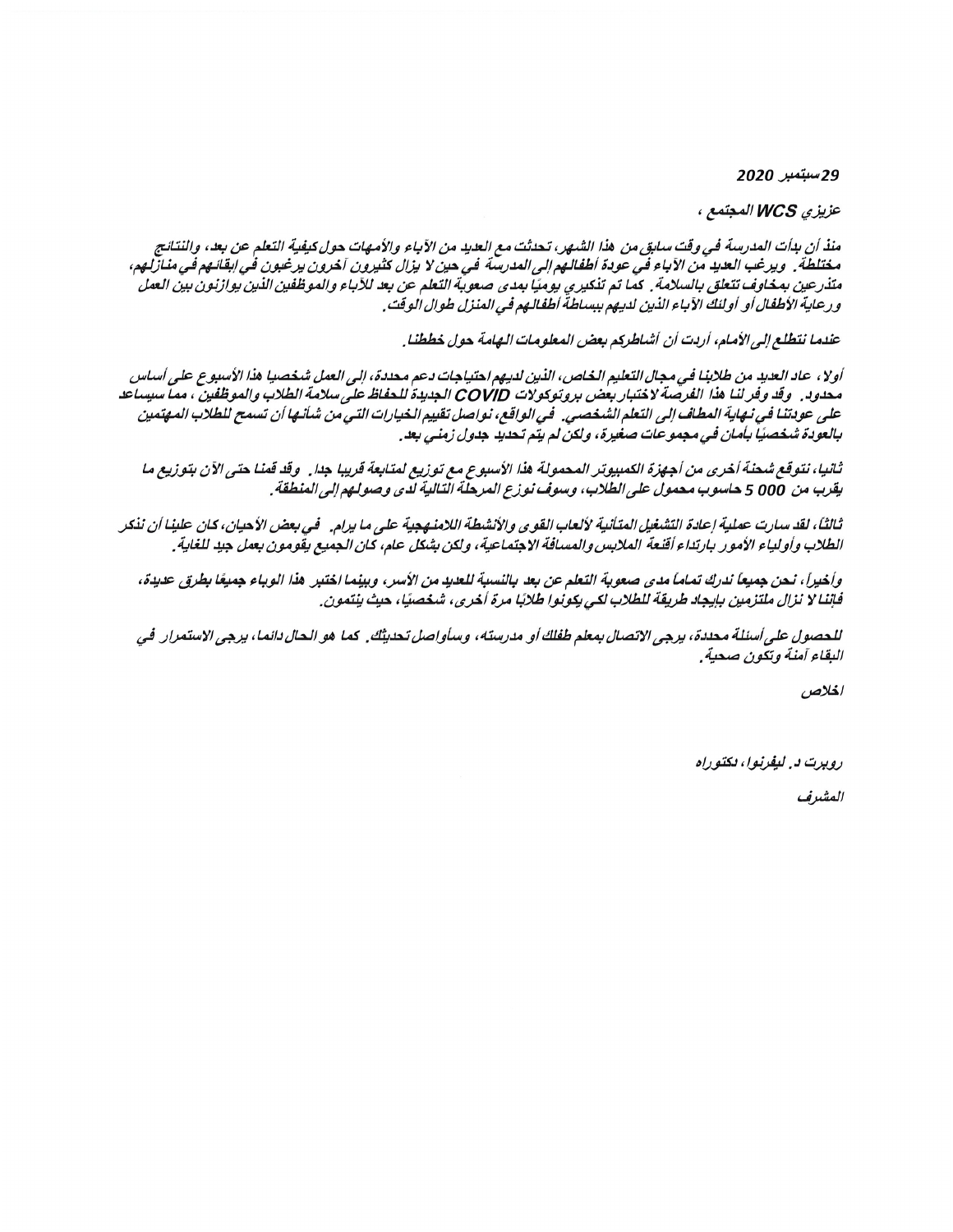29سبتمبر 2020

عزيزي WCS المجتمع ،

منذ أن بدأت المدرسة في وقت سابق من هذا الشهر، تحدثت مع العديد من الآباء والأمهات حول كيفية التعلم عن بعد، والنتائج مختلطة. ويرغب العديد من الآباء في عودة أطفالهم إلى المدرسة في حين لا يزال كثيرون آخرون يرغبون في إبقائهم في منازلهم، متذرعين بمخاوف تتعلق بالسلامة. كما تم تذكيري يوميًا بمدى صعوبة التعلم عن بعد للآباء والموظفين الذين يوازنون بين العمل ورعاية الأطفال أو أولئك الآباء الذين لديهم ببساطة أطفالهم في المنزل طوال الوقت.

عندما نتطلع إلى الأمام، أردت أن أشاطركم بعض المعلومات الهامة حول خططنا.

أولا، عاد العديد من طلابنا في مجال التعليم الخاص، الذين لديهم احتياجات دعم محددة، إلى العمل شخصيا هذا الأسبوع على أساس محدود. وقد وفر لنا هذا الفرصة لاختبار بعض بروتوكولات COVID الجديدة للحفاظ على سلامة الطلاب والموظفين ، مما سيساعد على عودتنا في نهاية المطاف إلى التعلم الشخصي. في الواقع، نواصل تقييم الخيارات التي من شأنها أن تسمح للطلاب المهتمين بالعودة شخصيًا بأمان في مجموعات صغيرة، ولكن لم يتم تحديد جدول زمني بعد.

ثانيا، نتوقع شحنة أخرى من أجهزة الكمبيوتر المحمولة هذا الأسبوع مع توزيع لمتابعة قريبا جدا. وقد قمنا حتى الآن بتوزيع ما يقرب من 5 000 حاسوب محمول على الطلاب، وسوف نوزع المرحلة التالية لدى وصولهم إلى المنطقة.

ثالثًا، لقد سارت عملية إعادة التشغيل المتأنية لألعاب القوى والأنشطة اللامنهجية على ما يرام. في بعض الأحيان، كان علينا أن نذكر الطلاب وأولياء الأمور بارتداء أقنعة الملابس والمسافة الاجتماعية، ولكن بشكل عام، كان الجميع يقومون بعمل جيد للغاية.

وأخيراً، نحن جميعاً ندرك تماماً مدى صعوبة التعلم عن بعد بالنسبة للعديد من الأسر، وبينما اختبر هذا الوباء جميعًا بطرق عديدة، فإننا لا نزال ملتزمين بإيجاد طريقة للطلاب لكي يكونوا طلابًا مرة أخرى، شخصيًا، حيث ينتمون.

للحصول على أسئلة محددة، يرجى الاتصال بمعلم طفلك أو مدرسته، وسأواصل تحديثك. كما هو الحال دائما، يرجى الاستمرار في البقاء آمنة وتكون صحية.

اخلاص

روبرت د. ليفرنوا، دكتوراه

المشرف